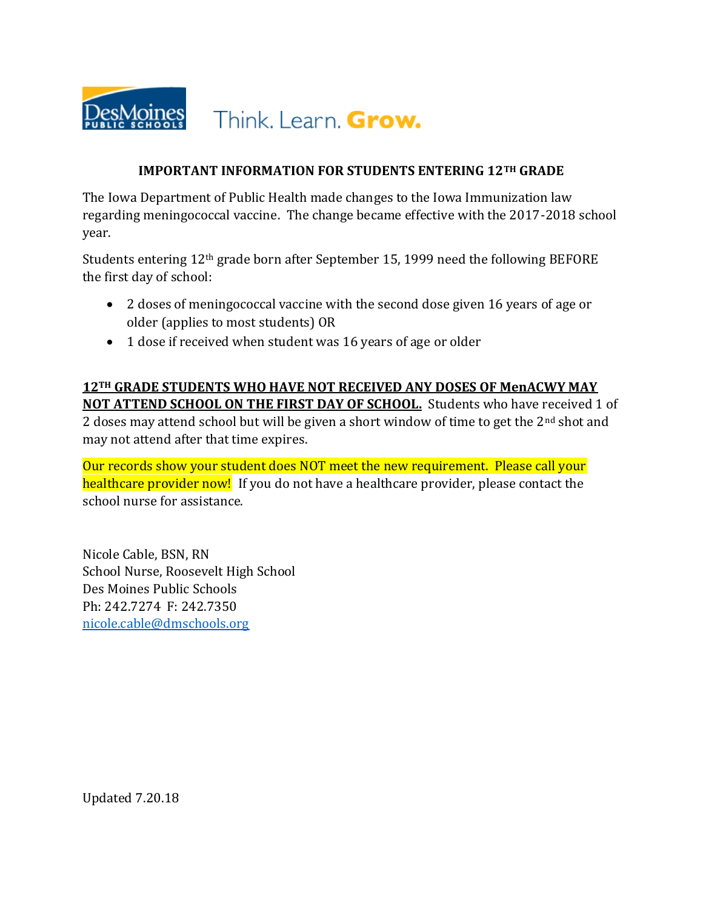Des Moines PUBLIC SCHOOLS Think. Learn. **Grow.**

**IMPORTANT INFORMATION FOR STUDENTS ENTERING 12TH GRADE**

The Iowa Department of Public Health made changes to the Iowa Immunization law regarding meningococcal vaccine. The change became effective with the 2017-2018 school year.

Students entering 12th grade born after September 15, 1999 need the following BEFORE the first day of school:

- 2 doses of meningococcal vaccine with the second dose given 16 years of age or older (applies to most students) OR
- 1 dose if received when student was 16 years of age or older

**12TH GRADE STUDENTS WHO HAVE NOT RECEIVED ANY DOSES OF MenACWY MAY NOT ATTEND SCHOOL ON THE FIRST DAY OF SCHOOL.** Students who have received 1 of 2 doses may attend school but will be given a short window of time to get the 2nd shot and may not attend after that time expires.

Our records show your student does NOT meet the new requirement. Please call your healthcare provider now! If you do not have a healthcare provider, please contact the school nurse for assistance.

Nicole Cable, BSN, RN
School Nurse, Roosevelt High School
Des Moines Public Schools
Ph: 242.7274 F: 242.7350
nicole.cable@dmschools.org

Updated 7.20.18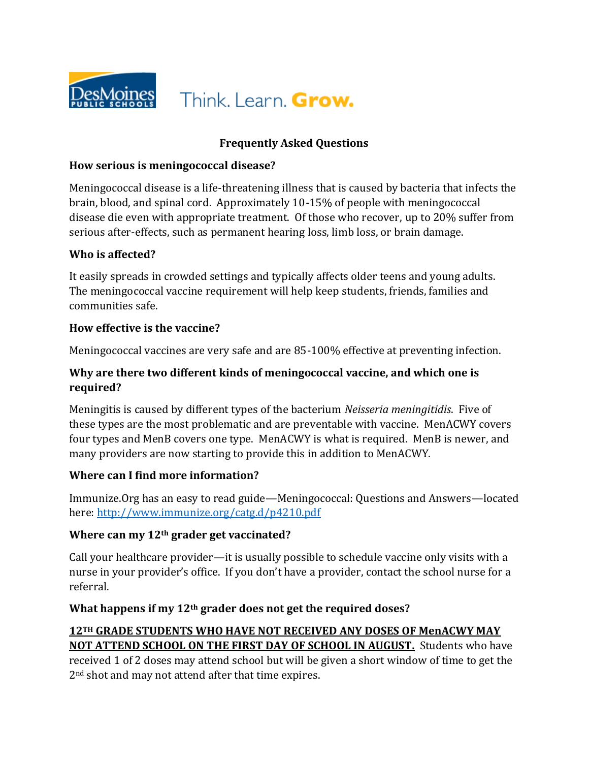## Frequently Asked Questions

### How serious is meningococcal disease?

Meningococcal disease is a life-threatening illness that is caused by bacteria that infects the brain, blood, and spinal cord. Approximately 10-15% of people with meningococcal disease die even with appropriate treatment. Of those who recover, up to 20% suffer from serious after-effects, such as permanent hearing loss, limb loss, or brain damage.

### Who is affected?

It easily spreads in crowded settings and typically affects older teens and young adults. The meningococcal vaccine requirement will help keep students, friends, families and communities safe.

### How effective is the vaccine?

Meningococcal vaccines are very safe and are 85-100% effective at preventing infection.

### Why are there two different kinds of meningococcal vaccine, and which one is required?

Meningitis is caused by different types of the bacterium *Neisseria meningitidis*. Five of these types are the most problematic and are preventable with vaccine. MenACWY covers four types and MenB covers one type. MenACWY is what is required. MenB is newer, and many providers are now starting to provide this in addition to MenACWY.

### Where can I find more information?

Immunize.Org has an easy to read guide—Meningococcal: Questions and Answers—located here: [http://www.immunize.org/catg.d/p4210.pdf](http://www.immunize.org/catg.d/p4210.pdf)

### Where can my 12th grader get vaccinated?

Call your healthcare provider—it is usually possible to schedule vaccine only visits with a nurse in your provider's office. If you don't have a provider, contact the school nurse for a referral.

### What happens if my 12th grader does not get the required doses?

<u>**12TH GRADE STUDENTS WHO HAVE NOT RECEIVED ANY DOSES OF MenACWY MAY NOT ATTEND SCHOOL ON THE FIRST DAY OF SCHOOL IN AUGUST.**</u> Students who have received 1 of 2 doses may attend school but will be given a short window of time to get the 2nd shot and may not attend after that time expires.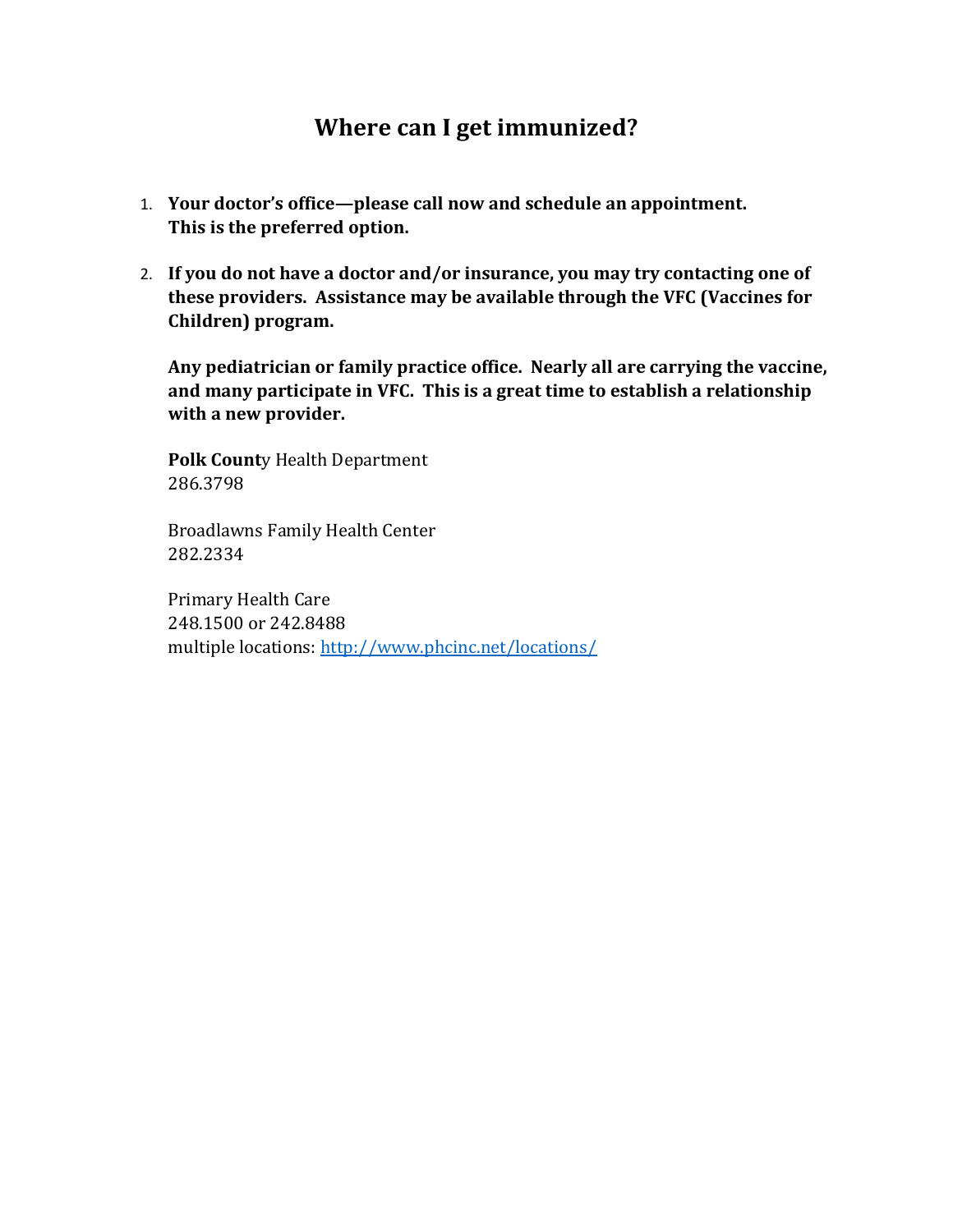# Where can I get immunized?

1. **Your doctor's office—please call now and schedule an appointment. This is the preferred option.**

2. **If you do not have a doctor and/or insurance, you may try contacting one of these providers. Assistance may be available through the VFC (Vaccines for Children) program.**

   **Any pediatrician or family practice office. Nearly all are carrying the vaccine, and many participate in VFC. This is a great time to establish a relationship with a new provider.**

   **Polk Count**y Health Department
   286.3798

   Broadlawns Family Health Center
   282.2334

   Primary Health Care
   248.1500 or 242.8488
   multiple locations: http://www.phcinc.net/locations/